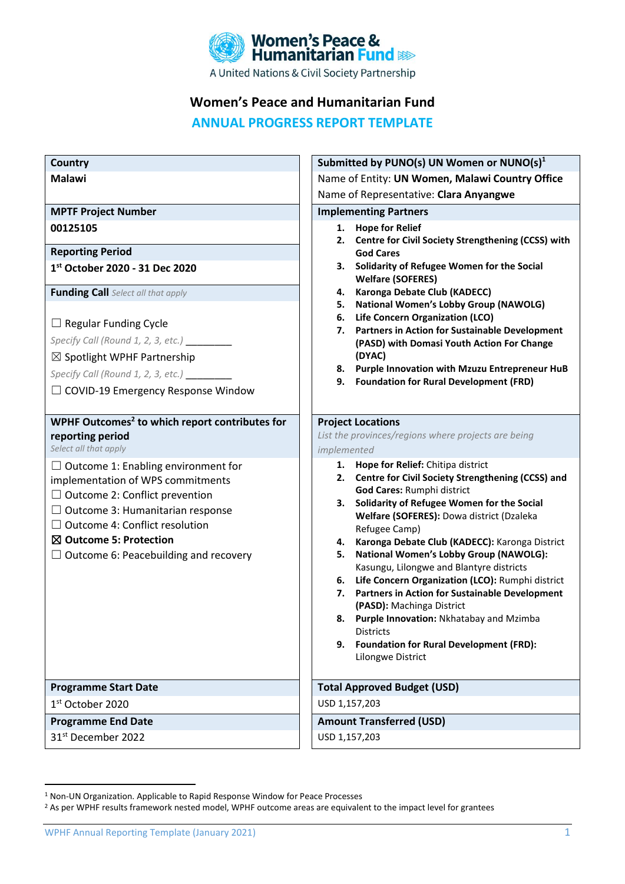Women's Peace & Humanitarian Fund

A United Nations & Civil Society Partnership

# Women's Peace and Humanitarian Fund

## ANNUAL PROGRESS REPORT TEMPLATE

| | |
|---|---|
| **Country**<br>**Malawi** | **Submitted by PUNO(s) UN Women or NUNO(s)**[1]<br>Name of Entity: **UN Women, Malawi Country Office**<br>Name of Representative: **Clara Anyangwe** |
| **MPTF Project Number**<br>**00125105**<br><br>**Reporting Period**<br>**1st October 2020 - 31 Dec 2020**<br><br>**Funding Call** *Select all that apply*<br><br>☐ Regular Funding Cycle<br>*Specify Call (Round 1, 2, 3, etc.)* ________<br>☒ Spotlight WPHF Partnership<br>*Specify Call (Round 1, 2, 3, etc.)* ________<br>☐ COVID-19 Emergency Response Window | **Implementing Partners**<br>1. **Hope for Relief**<br>2. **Centre for Civil Society Strengthening (CCSS) with God Cares**<br>3. **Solidarity of Refugee Women for the Social Welfare (SOFERES)**<br>4. **Karonga Debate Club (KADECC)**<br>5. **National Women's Lobby Group (NAWOLG)**<br>6. **Life Concern Organization (LCO)**<br>7. **Partners in Action for Sustainable Development (PASD) with Domasi Youth Action For Change (DYAC)**<br>8. **Purple Innovation with Mzuzu Entrepreneur HuB**<br>9. **Foundation for Rural Development (FRD)** |
| **WPHF Outcomes**[2] **to which report contributes for reporting period**<br>*Select all that apply*<br>☐ Outcome 1: Enabling environment for implementation of WPS commitments<br>☐ Outcome 2: Conflict prevention<br>☐ Outcome 3: Humanitarian response<br>☐ Outcome 4: Conflict resolution<br>☒ **Outcome 5: Protection**<br>☐ Outcome 6: Peacebuilding and recovery | **Project Locations**<br>*List the provinces/regions where projects are being implemented*<br>1. **Hope for Relief:** Chitipa district<br>2. **Centre for Civil Society Strengthening (CCSS) and God Cares:** Rumphi district<br>3. **Solidarity of Refugee Women for the Social Welfare (SOFERES):** Dowa district (Dzaleka Refugee Camp)<br>4. **Karonga Debate Club (KADECC):** Karonga District<br>5. **National Women's Lobby Group (NAWOLG):** Kasungu, Lilongwe and Blantyre districts<br>6. **Life Concern Organization (LCO):** Rumphi district<br>7. **Partners in Action for Sustainable Development (PASD):** Machinga District<br>8. **Purple Innovation:** Nkhatabay and Mzimba Districts<br>9. **Foundation for Rural Development (FRD):** Lilongwe District |
| **Programme Start Date**<br>1st October 2020 | **Total Approved Budget (USD)**<br>USD 1,157,203 |
| **Programme End Date**<br>31st December 2022 | **Amount Transferred (USD)**<br>USD 1,157,203 |

[1] Non-UN Organization. Applicable to Rapid Response Window for Peace Processes

[2] As per WPHF results framework nested model, WPHF outcome areas are equivalent to the impact level for grantees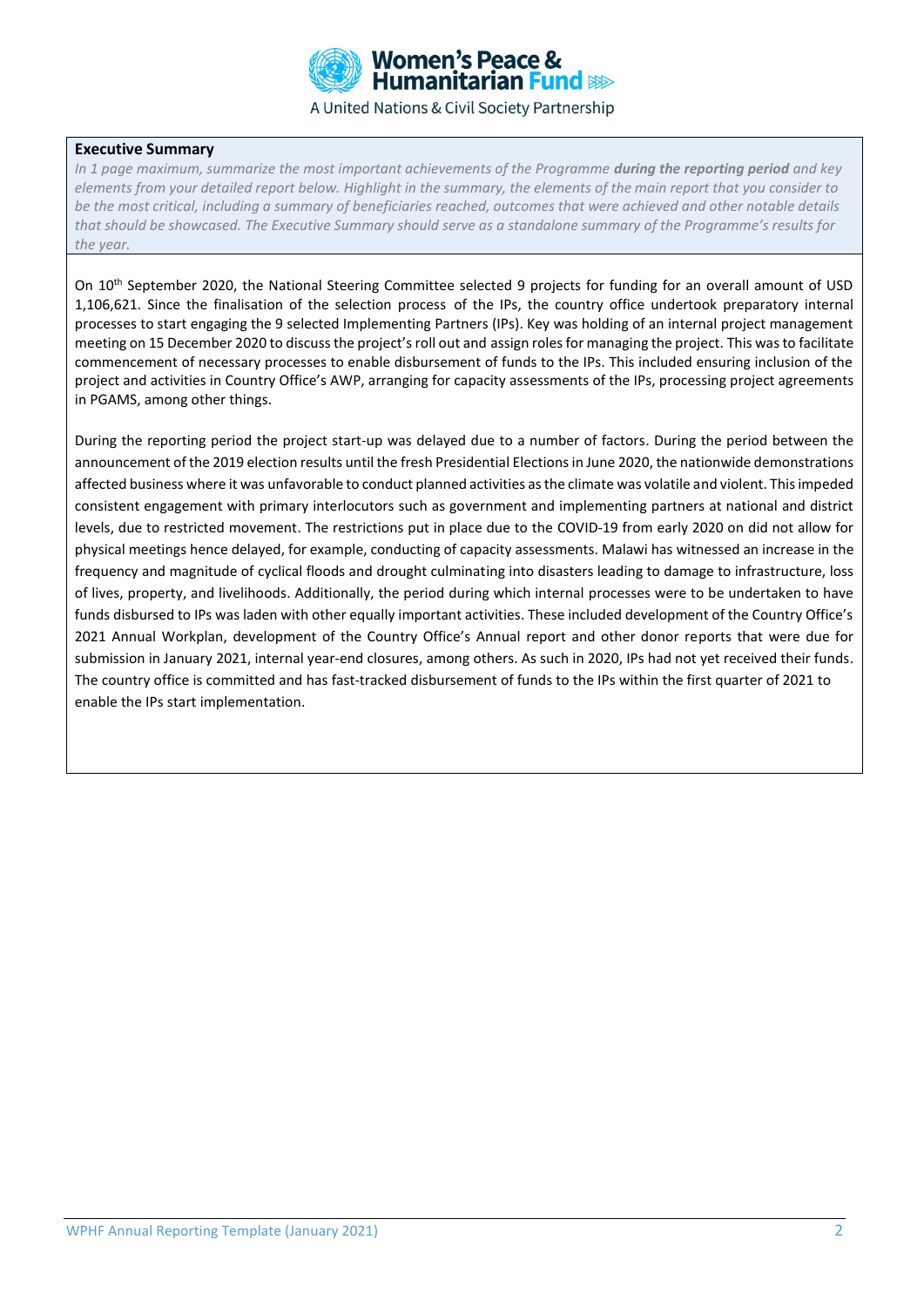Women's Peace & Humanitarian Fund

A United Nations & Civil Society Partnership

**Executive Summary**

*In 1 page maximum, summarize the most important achievements of the Programme* ***during the reporting period*** *and key elements from your detailed report below. Highlight in the summary, the elements of the main report that you consider to be the most critical, including a summary of beneficiaries reached, outcomes that were achieved and other notable details that should be showcased. The Executive Summary should serve as a standalone summary of the Programme's results for the year.*

On 10th September 2020, the National Steering Committee selected 9 projects for funding for an overall amount of USD 1,106,621. Since the finalisation of the selection process of the IPs, the country office undertook preparatory internal processes to start engaging the 9 selected Implementing Partners (IPs). Key was holding of an internal project management meeting on 15 December 2020 to discuss the project's roll out and assign roles for managing the project. This was to facilitate commencement of necessary processes to enable disbursement of funds to the IPs. This included ensuring inclusion of the project and activities in Country Office's AWP, arranging for capacity assessments of the IPs, processing project agreements in PGAMS, among other things.

During the reporting period the project start-up was delayed due to a number of factors. During the period between the announcement of the 2019 election results until the fresh Presidential Elections in June 2020, the nationwide demonstrations affected business where it was unfavorable to conduct planned activities as the climate was volatile and violent. This impeded consistent engagement with primary interlocutors such as government and implementing partners at national and district levels, due to restricted movement. The restrictions put in place due to the COVID-19 from early 2020 on did not allow for physical meetings hence delayed, for example, conducting of capacity assessments. Malawi has witnessed an increase in the frequency and magnitude of cyclical floods and drought culminating into disasters leading to damage to infrastructure, loss of lives, property, and livelihoods. Additionally, the period during which internal processes were to be undertaken to have funds disbursed to IPs was laden with other equally important activities. These included development of the Country Office's 2021 Annual Workplan, development of the Country Office's Annual report and other donor reports that were due for submission in January 2021, internal year-end closures, among others. As such in 2020, IPs had not yet received their funds. The country office is committed and has fast-tracked disbursement of funds to the IPs within the first quarter of 2021 to enable the IPs start implementation.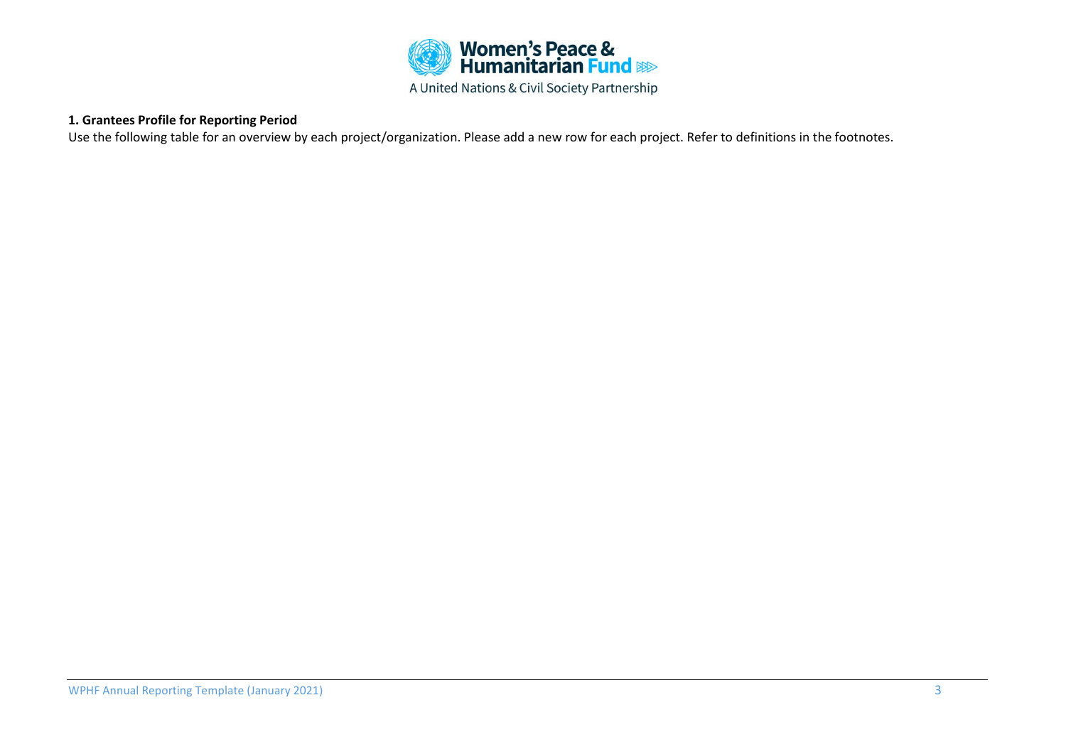**1. Grantees Profile for Reporting Period**

Use the following table for an overview by each project/organization. Please add a new row for each project. Refer to definitions in the footnotes.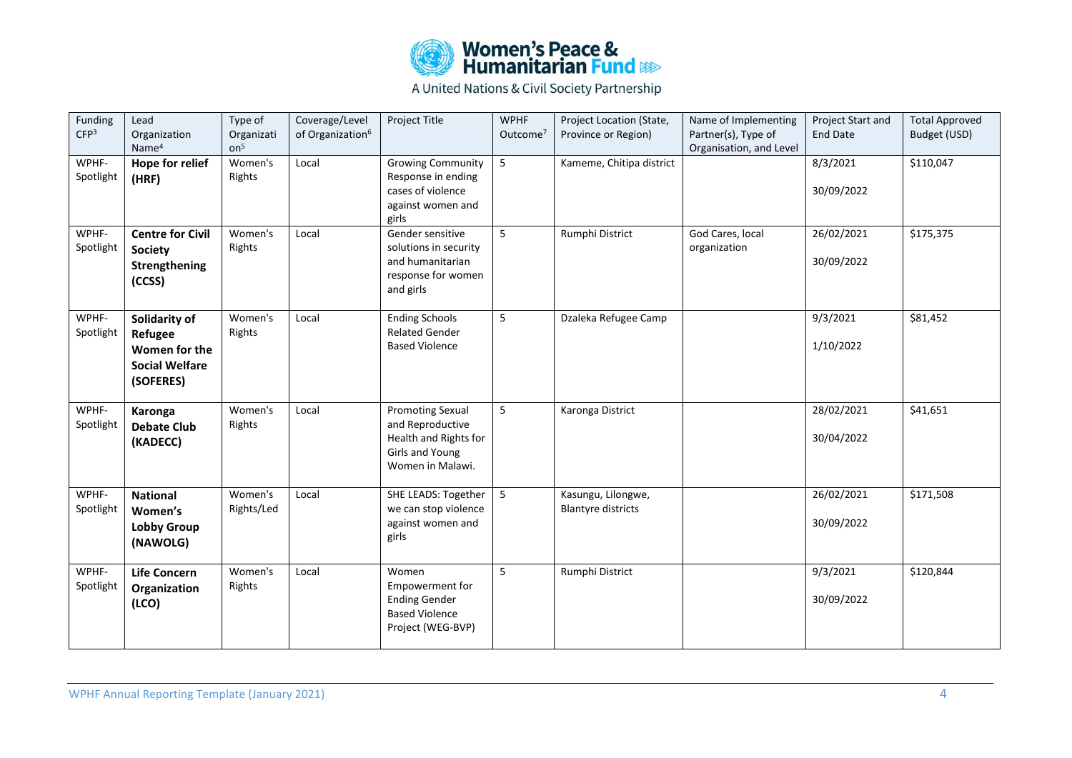| Funding CFP[3] | Lead Organization Name[4] | Type of Organization[5] | Coverage/Level of Organization[6] | Project Title | WPHF Outcome[7] | Project Location (State, Province or Region) | Name of Implementing Partner(s), Type of Organisation, and Level | Project Start and End Date | Total Approved Budget (USD) |
|---|---|---|---|---|---|---|---|---|---|
| WPHF-Spotlight | **Hope for relief (HRF)** | Women's Rights | Local | Growing Community Response in ending cases of violence against women and girls | 5 | Kameme, Chitipa district | | 8/3/2021<br>30/09/2022 | $110,047 |
| WPHF-Spotlight | **Centre for Civil Society Strengthening (CCSS)** | Women's Rights | Local | Gender sensitive solutions in security and humanitarian response for women and girls | 5 | Rumphi District | God Cares, local organization | 26/02/2021<br>30/09/2022 | $175,375 |
| WPHF-Spotlight | **Solidarity of Refugee Women for the Social Welfare (SOFERES)** | Women's Rights | Local | Ending Schools Related Gender Based Violence | 5 | Dzaleka Refugee Camp | | 9/3/2021<br>1/10/2022 | $81,452 |
| WPHF-Spotlight | **Karonga Debate Club (KADECC)** | Women's Rights | Local | Promoting Sexual and Reproductive Health and Rights for Girls and Young Women in Malawi. | 5 | Karonga District | | 28/02/2021<br>30/04/2022 | $41,651 |
| WPHF-Spotlight | **National Women's Lobby Group (NAWOLG)** | Women's Rights/Led | Local | SHE LEADS: Together we can stop violence against women and girls | 5 | Kasungu, Lilongwe, Blantyre districts | | 26/02/2021<br>30/09/2022 | $171,508 |
| WPHF-Spotlight | **Life Concern Organization (LCO)** | Women's Rights | Local | Women Empowerment for Ending Gender Based Violence Project (WEG-BVP) | 5 | Rumphi District | | 9/3/2021<br>30/09/2022 | $120,844 |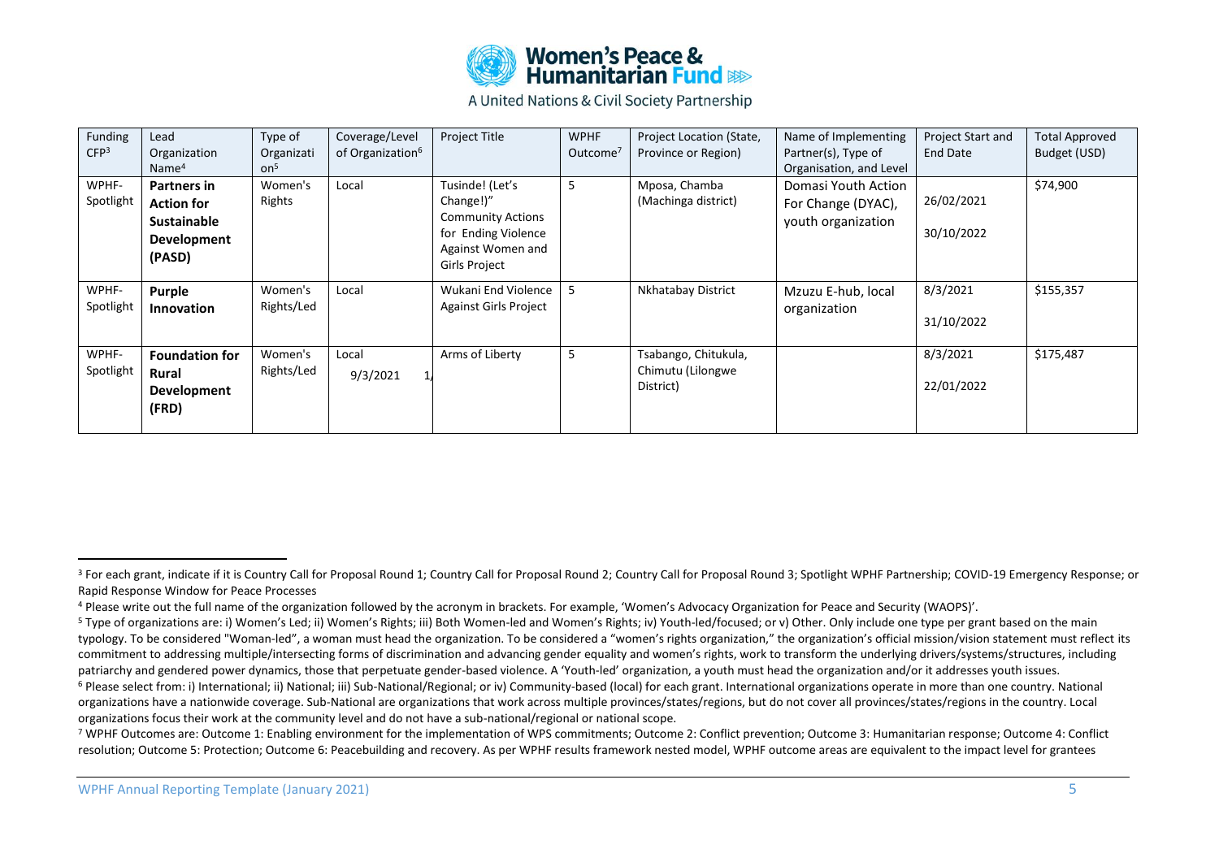| Funding CFP[3] | Lead Organization Name[4] | Type of Organization[5] | Coverage/Level of Organization[6] | Project Title | WPHF Outcome[7] | Project Location (State, Province or Region) | Name of Implementing Partner(s), Type of Organisation, and Level | Project Start and End Date | Total Approved Budget (USD) |
|---|---|---|---|---|---|---|---|---|---|
| WPHF-Spotlight | **Partners in Action for Sustainable Development (PASD)** | Women's Rights | Local | Tusinde! (Let's Change!)" Community Actions for Ending Violence Against Women and Girls Project | 5 | Mposa, Chamba (Machinga district) | Domasi Youth Action For Change (DYAC), youth organization | 26/02/2021 30/10/2022 | $74,900 |
| WPHF-Spotlight | **Purple Innovation** | Women's Rights/Led | Local | Wukani End Violence Against Girls Project | 5 | Nkhatabay District | Mzuzu E-hub, local organization | 8/3/2021 31/10/2022 | $155,357 |
| WPHF-Spotlight | **Foundation for Rural Development (FRD)** | Women's Rights/Led | Local 9/3/2021 1/ | Arms of Liberty | 5 | Tsabango, Chitukula, Chimutu (Lilongwe District) | | 8/3/2021 22/01/2022 | $175,487 |

[3] For each grant, indicate if it is Country Call for Proposal Round 1; Country Call for Proposal Round 2; Country Call for Proposal Round 3; Spotlight WPHF Partnership; COVID-19 Emergency Response; or Rapid Response Window for Peace Processes

[4] Please write out the full name of the organization followed by the acronym in brackets. For example, 'Women's Advocacy Organization for Peace and Security (WAOPS)'.

[5] Type of organizations are: i) Women's Led; ii) Women's Rights; iii) Both Women-led and Women's Rights; iv) Youth-led/focused; or v) Other. Only include one type per grant based on the main typology. To be considered "Woman-led", a woman must head the organization. To be considered a "women's rights organization," the organization's official mission/vision statement must reflect its commitment to addressing multiple/intersecting forms of discrimination and advancing gender equality and women's rights, work to transform the underlying drivers/systems/structures, including patriarchy and gendered power dynamics, those that perpetuate gender-based violence. A 'Youth-led' organization, a youth must head the organization and/or it addresses youth issues.

[6] Please select from: i) International; ii) National; iii) Sub-National/Regional; or iv) Community-based (local) for each grant. International organizations operate in more than one country. National organizations have a nationwide coverage. Sub-National are organizations that work across multiple provinces/states/regions, but do not cover all provinces/states/regions in the country. Local organizations focus their work at the community level and do not have a sub-national/regional or national scope.

[7] WPHF Outcomes are: Outcome 1: Enabling environment for the implementation of WPS commitments; Outcome 2: Conflict prevention; Outcome 3: Humanitarian response; Outcome 4: Conflict resolution; Outcome 5: Protection; Outcome 6: Peacebuilding and recovery. As per WPHF results framework nested model, WPHF outcome areas are equivalent to the impact level for grantees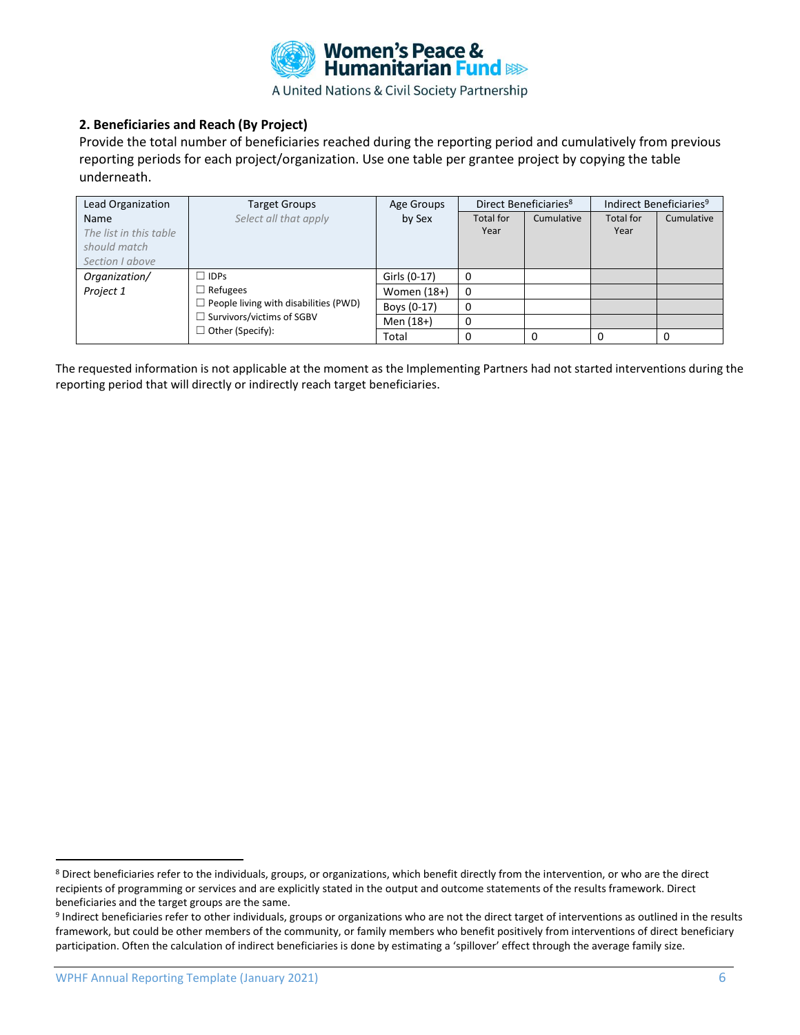## 2. Beneficiaries and Reach (By Project)

Provide the total number of beneficiaries reached during the reporting period and cumulatively from previous reporting periods for each project/organization. Use one table per grantee project by copying the table underneath.

| Lead Organization Name *The list in this table should match Section I above* | Target Groups *Select all that apply* | Age Groups by Sex | Direct Beneficiaries[8] | | Indirect Beneficiaries[9] | |
|---|---|---|---|---|---|---|
| | | | Total for Year | Cumulative | Total for Year | Cumulative |
| *Organization/ Project 1* | ☐ IDPs<br>☐ Refugees<br>☐ People living with disabilities (PWD)<br>☐ Survivors/victims of SGBV<br>☐ Other (Specify): | Girls (0-17) | 0 | | | |
| | | Women (18+) | 0 | | | |
| | | Boys (0-17) | 0 | | | |
| | | Men (18+) | 0 | | | |
| | | Total | 0 | 0 | 0 | 0 |

The requested information is not applicable at the moment as the Implementing Partners had not started interventions during the reporting period that will directly or indirectly reach target beneficiaries.

---

[8] Direct beneficiaries refer to the individuals, groups, or organizations, which benefit directly from the intervention, or who are the direct recipients of programming or services and are explicitly stated in the output and outcome statements of the results framework. Direct beneficiaries and the target groups are the same.

[9] Indirect beneficiaries refer to other individuals, groups or organizations who are not the direct target of interventions as outlined in the results framework, but could be other members of the community, or family members who benefit positively from interventions of direct beneficiary participation. Often the calculation of indirect beneficiaries is done by estimating a 'spillover' effect through the average family size.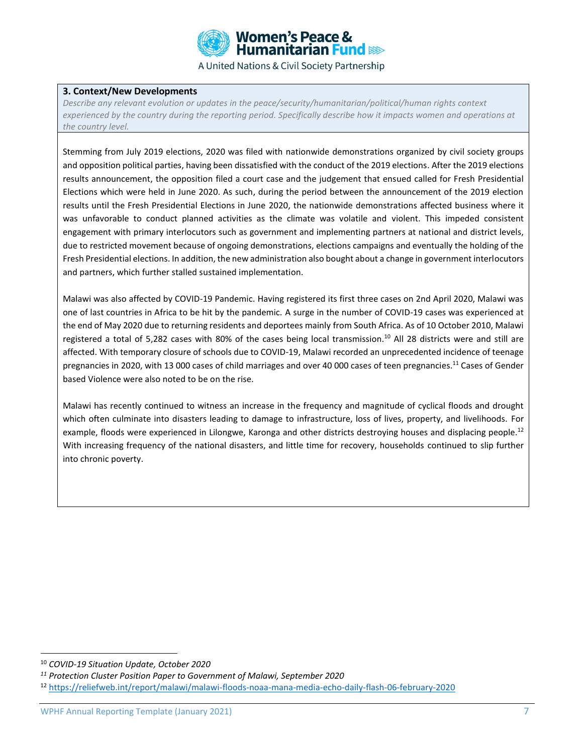### 3. Context/New Developments

*Describe any relevant evolution or updates in the peace/security/humanitarian/political/human rights context experienced by the country during the reporting period. Specifically describe how it impacts women and operations at the country level.*

Stemming from July 2019 elections, 2020 was filed with nationwide demonstrations organized by civil society groups and opposition political parties, having been dissatisfied with the conduct of the 2019 elections. After the 2019 elections results announcement, the opposition filed a court case and the judgement that ensued called for Fresh Presidential Elections which were held in June 2020. As such, during the period between the announcement of the 2019 election results until the Fresh Presidential Elections in June 2020, the nationwide demonstrations affected business where it was unfavorable to conduct planned activities as the climate was volatile and violent. This impeded consistent engagement with primary interlocutors such as government and implementing partners at national and district levels, due to restricted movement because of ongoing demonstrations, elections campaigns and eventually the holding of the Fresh Presidential elections. In addition, the new administration also bought about a change in government interlocutors and partners, which further stalled sustained implementation.

Malawi was also affected by COVID-19 Pandemic. Having registered its first three cases on 2nd April 2020, Malawi was one of last countries in Africa to be hit by the pandemic. A surge in the number of COVID-19 cases was experienced at the end of May 2020 due to returning residents and deportees mainly from South Africa. As of 10 October 2010, Malawi registered a total of 5,282 cases with 80% of the cases being local transmission.[10] All 28 districts were and still are affected. With temporary closure of schools due to COVID-19, Malawi recorded an unprecedented incidence of teenage pregnancies in 2020, with 13 000 cases of child marriages and over 40 000 cases of teen pregnancies.[11] Cases of Gender based Violence were also noted to be on the rise.

Malawi has recently continued to witness an increase in the frequency and magnitude of cyclical floods and drought which often culminate into disasters leading to damage to infrastructure, loss of lives, property, and livelihoods. For example, floods were experienced in Lilongwe, Karonga and other districts destroying houses and displacing people.[12] With increasing frequency of the national disasters, and little time for recovery, households continued to slip further into chronic poverty.

---

[10] *COVID-19 Situation Update, October 2020*

[11] *Protection Cluster Position Paper to Government of Malawi, September 2020*

[12] https://reliefweb.int/report/malawi/malawi-floods-noaa-mana-media-echo-daily-flash-06-february-2020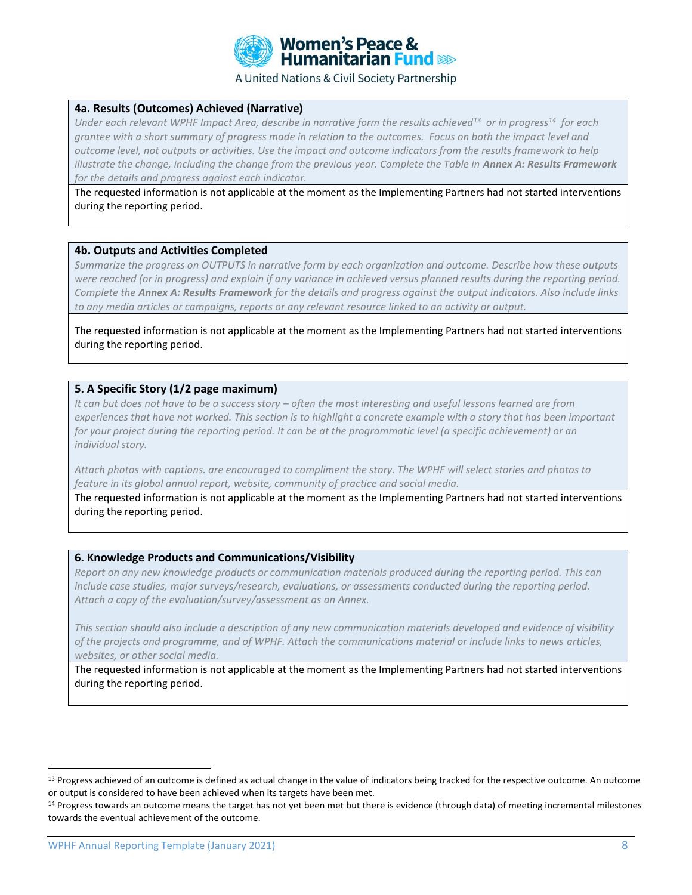### 4a. Results (Outcomes) Achieved (Narrative)

*Under each relevant WPHF Impact Area, describe in narrative form the results achieved[13] or in progress[14] for each grantee with a short summary of progress made in relation to the outcomes. Focus on both the impact level and outcome level, not outputs or activities. Use the impact and outcome indicators from the results framework to help illustrate the change, including the change from the previous year. Complete the Table in* ***Annex A: Results Framework*** *for the details and progress against each indicator.*

The requested information is not applicable at the moment as the Implementing Partners had not started interventions during the reporting period.

### 4b. Outputs and Activities Completed

*Summarize the progress on OUTPUTS in narrative form by each organization and outcome. Describe how these outputs were reached (or in progress) and explain if any variance in achieved versus planned results during the reporting period. Complete the* ***Annex A: Results Framework*** *for the details and progress against the output indicators. Also include links to any media articles or campaigns, reports or any relevant resource linked to an activity or output.*

The requested information is not applicable at the moment as the Implementing Partners had not started interventions during the reporting period.

### 5. A Specific Story (1/2 page maximum)

*It can but does not have to be a success story – often the most interesting and useful lessons learned are from experiences that have not worked. This section is to highlight a concrete example with a story that has been important for your project during the reporting period. It can be at the programmatic level (a specific achievement) or an individual story.*

*Attach photos with captions. are encouraged to compliment the story. The WPHF will select stories and photos to feature in its global annual report, website, community of practice and social media.*

The requested information is not applicable at the moment as the Implementing Partners had not started interventions during the reporting period.

### 6. Knowledge Products and Communications/Visibility

*Report on any new knowledge products or communication materials produced during the reporting period. This can include case studies, major surveys/research, evaluations, or assessments conducted during the reporting period. Attach a copy of the evaluation/survey/assessment as an Annex.*

*This section should also include a description of any new communication materials developed and evidence of visibility of the projects and programme, and of WPHF. Attach the communications material or include links to news articles, websites, or other social media.*

The requested information is not applicable at the moment as the Implementing Partners had not started interventions during the reporting period.

---

[13] Progress achieved of an outcome is defined as actual change in the value of indicators being tracked for the respective outcome. An outcome or output is considered to have been achieved when its targets have been met.

[14] Progress towards an outcome means the target has not yet been met but there is evidence (through data) of meeting incremental milestones towards the eventual achievement of the outcome.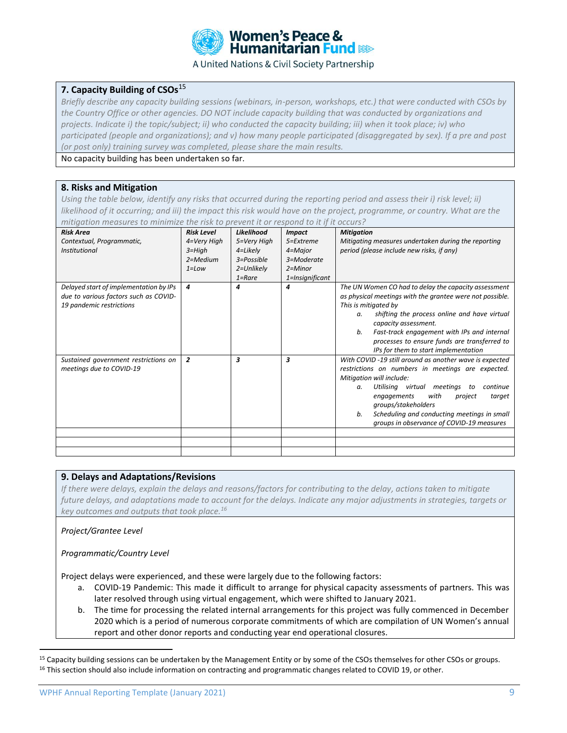## 7. Capacity Building of CSOs[15]

*Briefly describe any capacity building sessions (webinars, in-person, workshops, etc.) that were conducted with CSOs by the Country Office or other agencies. DO NOT include capacity building that was conducted by organizations and projects. Indicate i) the topic/subject; ii) who conducted the capacity building; iii) when it took place; iv) who participated (people and organizations); and v) how many people participated (disaggregated by sex). If a pre and post (or post only) training survey was completed, please share the main results.*

No capacity building has been undertaken so far.

## 8. Risks and Mitigation

*Using the table below, identify any risks that occurred during the reporting period and assess their i) risk level; ii) likelihood of it occurring; and iii) the impact this risk would have on the project, programme, or country. What are the mitigation measures to minimize the risk to prevent it or respond to it if it occurs?*

| ***Risk Area*** *Contextual, Programmatic, Institutional* | ***Risk Level*** *4=Very High 3=High 2=Medium 1=Low* | ***Likelihood*** *5=Very High 4=Likely 3=Possible 2=Unlikely 1=Rare* | ***Impact*** *5=Extreme 4=Major 3=Moderate 2=Minor 1=Insignificant* | ***Mitigation*** *Mitigating measures undertaken during the reporting period (please include new risks, if any)* |
|---|---|---|---|---|
| *Delayed start of implementation by IPs due to various factors such as COVID-19 pandemic restrictions* | ***4*** | ***4*** | ***4*** | *The UN Women CO had to delay the capacity assessment as physical meetings with the grantee were not possible. This is mitigated by*<br>*a. shifting the process online and have virtual capacity assessment.*<br>*b. Fast-track engagement with IPs and internal processes to ensure funds are transferred to IPs for them to start implementation* |
| *Sustained government restrictions on meetings due to COVID-19* | ***2*** | ***3*** | ***3*** | *With COVID -19 still around as another wave is expected restrictions on numbers in meetings are expected. Mitigation will include:*<br>*a. Utilising virtual meetings to continue engagements with project target groups/stakeholders*<br>*b. Scheduling and conducting meetings in small groups in observance of COVID-19 measures* |
| | | | | |
| | | | | |
| | | | | |

## 9. Delays and Adaptations/Revisions

*If there were delays, explain the delays and reasons/factors for contributing to the delay, actions taken to mitigate future delays, and adaptations made to account for the delays. Indicate any major adjustments in strategies, targets or key outcomes and outputs that took place.[16]*

*Project/Grantee Level*

*Programmatic/Country Level*

Project delays were experienced, and these were largely due to the following factors:

a. COVID-19 Pandemic: This made it difficult to arrange for physical capacity assessments of partners. This was later resolved through using virtual engagement, which were shifted to January 2021.
b. The time for processing the related internal arrangements for this project was fully commenced in December 2020 which is a period of numerous corporate commitments of which are compilation of UN Women's annual report and other donor reports and conducting year end operational closures.

---

[15] Capacity building sessions can be undertaken by the Management Entity or by some of the CSOs themselves for other CSOs or groups.

[16] This section should also include information on contracting and programmatic changes related to COVID 19, or other.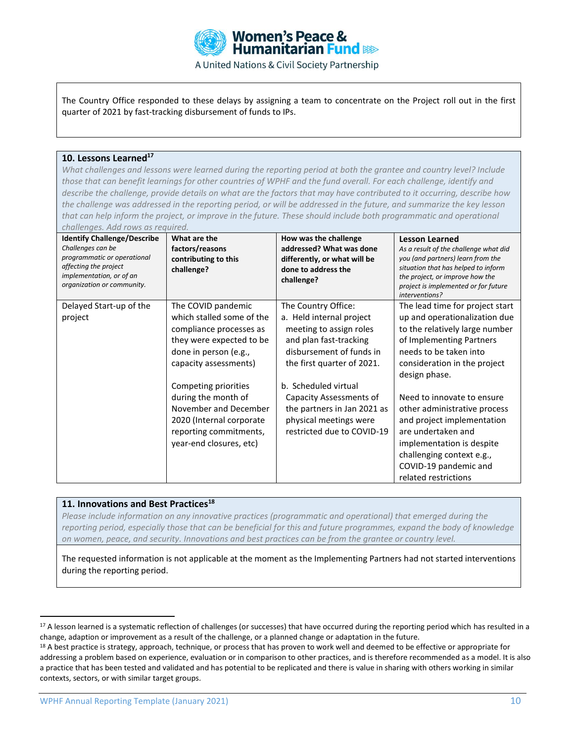The Country Office responded to these delays by assigning a team to concentrate on the Project roll out in the first quarter of 2021 by fast-tracking disbursement of funds to IPs.

## 10. Lessons Learned[17]

*What challenges and lessons were learned during the reporting period at both the grantee and country level? Include those that can benefit learnings for other countries of WPHF and the fund overall. For each challenge, identify and describe the challenge, provide details on what are the factors that may have contributed to it occurring, describe how the challenge was addressed in the reporting period, or will be addressed in the future, and summarize the key lesson that can help inform the project, or improve in the future. These should include both programmatic and operational challenges. Add rows as required.*

| **Identify Challenge/Describe** *Challenges can be programmatic or operational affecting the project implementation, or of an organization or community.* | **What are the factors/reasons contributing to this challenge?** | **How was the challenge addressed? What was done differently, or what will be done to address the challenge?** | **Lesson Learned** *As a result of the challenge what did you (and partners) learn from the situation that has helped to inform the project, or improve how the project is implemented or for future interventions?* |
|---|---|---|---|
| Delayed Start-up of the project | The COVID pandemic which stalled some of the compliance processes as they were expected to be done in person (e.g., capacity assessments)<br><br>Competing priorities during the month of November and December 2020 (Internal corporate reporting commitments, year-end closures, etc) | The Country Office:<br>a. Held internal project meeting to assign roles and plan fast-tracking disbursement of funds in the first quarter of 2021.<br><br>b. Scheduled virtual Capacity Assessments of the partners in Jan 2021 as physical meetings were restricted due to COVID-19 | The lead time for project start up and operationalization due to the relatively large number of Implementing Partners needs to be taken into consideration in the project design phase.<br><br>Need to innovate to ensure other administrative process and project implementation are undertaken and implementation is despite challenging context e.g., COVID-19 pandemic and related restrictions |

## 11. Innovations and Best Practices[18]

*Please include information on any innovative practices (programmatic and operational) that emerged during the reporting period, especially those that can be beneficial for this and future programmes, expand the body of knowledge on women, peace, and security. Innovations and best practices can be from the grantee or country level.*

The requested information is not applicable at the moment as the Implementing Partners had not started interventions during the reporting period.

---

[17] A lesson learned is a systematic reflection of challenges (or successes) that have occurred during the reporting period which has resulted in a change, adaption or improvement as a result of the challenge, or a planned change or adaptation in the future.

[18] A best practice is strategy, approach, technique, or process that has proven to work well and deemed to be effective or appropriate for addressing a problem based on experience, evaluation or in comparison to other practices, and is therefore recommended as a model. It is also a practice that has been tested and validated and has potential to be replicated and there is value in sharing with others working in similar contexts, sectors, or with similar target groups.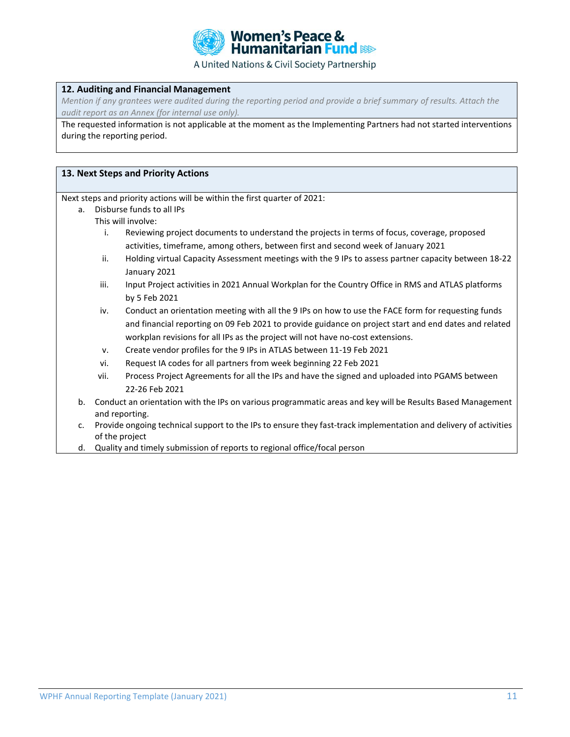### 12. Auditing and Financial Management

*Mention if any grantees were audited during the reporting period and provide a brief summary of results. Attach the audit report as an Annex (for internal use only).*

The requested information is not applicable at the moment as the Implementing Partners had not started interventions during the reporting period.

### 13. Next Steps and Priority Actions

Next steps and priority actions will be within the first quarter of 2021:

a. Disburse funds to all IPs
   This will involve:
   i. Reviewing project documents to understand the projects in terms of focus, coverage, proposed activities, timeframe, among others, between first and second week of January 2021
   ii. Holding virtual Capacity Assessment meetings with the 9 IPs to assess partner capacity between 18-22 January 2021
   iii. Input Project activities in 2021 Annual Workplan for the Country Office in RMS and ATLAS platforms by 5 Feb 2021
   iv. Conduct an orientation meeting with all the 9 IPs on how to use the FACE form for requesting funds and financial reporting on 09 Feb 2021 to provide guidance on project start and end dates and related workplan revisions for all IPs as the project will not have no-cost extensions.
   v. Create vendor profiles for the 9 IPs in ATLAS between 11-19 Feb 2021
   vi. Request IA codes for all partners from week beginning 22 Feb 2021
   vii. Process Project Agreements for all the IPs and have the signed and uploaded into PGAMS between 22-26 Feb 2021

b. Conduct an orientation with the IPs on various programmatic areas and key will be Results Based Management and reporting.

c. Provide ongoing technical support to the IPs to ensure they fast-track implementation and delivery of activities of the project

d. Quality and timely submission of reports to regional office/focal person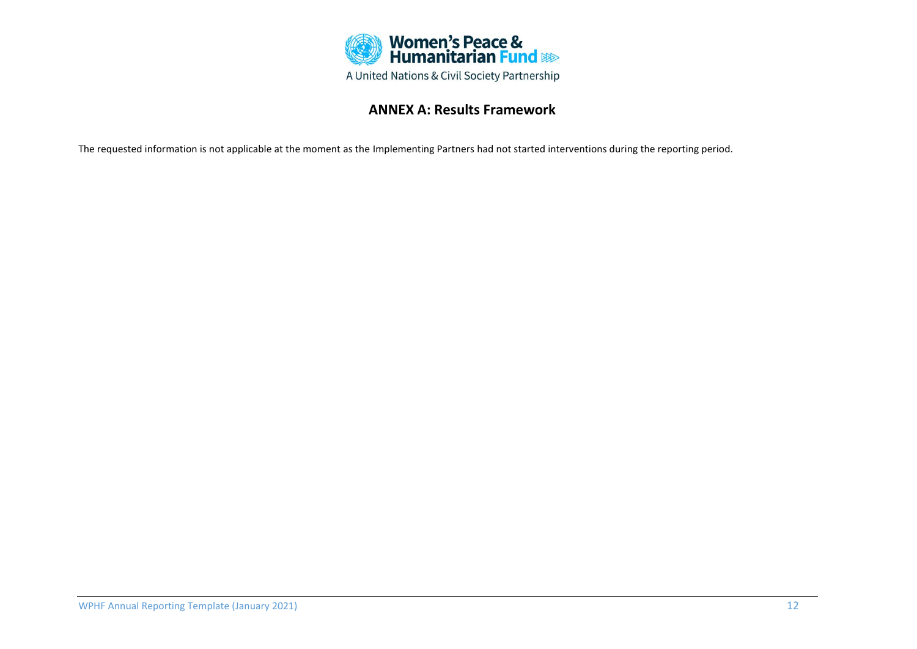## ANNEX A: Results Framework

The requested information is not applicable at the moment as the Implementing Partners had not started interventions during the reporting period.